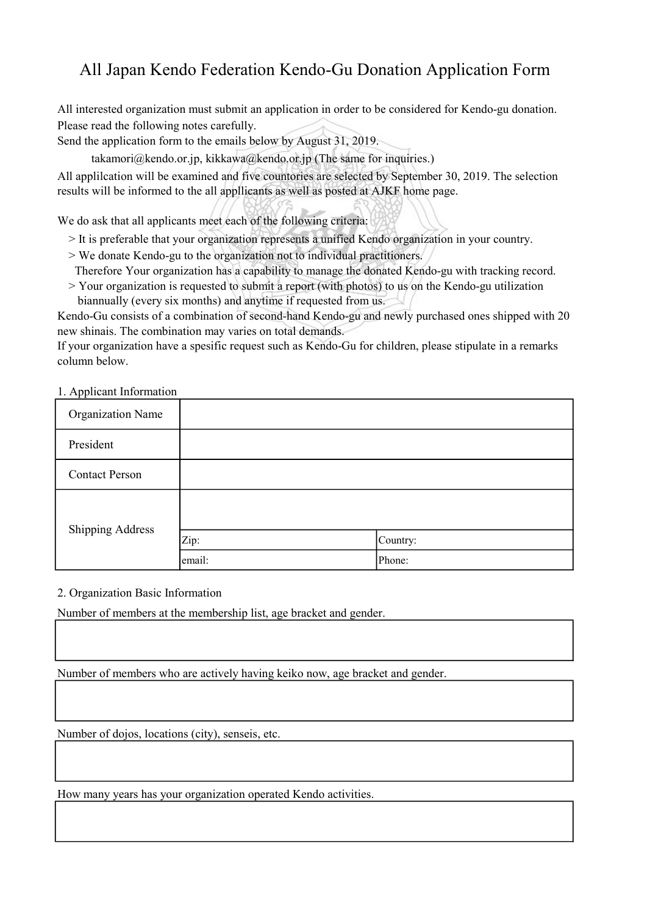# All Japan Kendo Federation Kendo-Gu Donation Application Form

All interested organization must submit an application in order to be considered for Kendo-gu donation.
Please read the following notes carefully.
Send the application form to the emails below by August 31, 2019.

takamori@kendo.or.jp, kikkawa@kendo.or.jp (The same for inquiries.)

All applilcation will be examined and five countories are selected by September 30, 2019. The selection results will be informed to the all appllicants as well as posted at AJKF home page.

We do ask that all applicants meet each of the following criteria:

> It is preferable that your organization represents a unified Kendo organization in your country.
> We donate Kendo-gu to the organization not to individual practitioners.
Therefore Your organization has a capability to manage the donated Kendo-gu with tracking record.
> Your organization is requested to submit a report (with photos) to us on the Kendo-gu utilization biannually (every six months) and anytime if requested from us.

Kendo-Gu consists of a combination of second-hand Kendo-gu and newly purchased ones shipped with 20 new shinais. The combination may varies on total demands.
If your organization have a spesific request such as Kendo-Gu for children, please stipulate in a remarks column below.

1. Applicant Information

| | | |
|---|---|---|
| Organization Name | | |
| President | | |
| Contact Person | | |
| Shipping Address | | |
| | Zip: | Country: |
| | email: | Phone: |

2. Organization Basic Information

Number of members at the membership list, age bracket and gender.

| |
|---|
| |

Number of members who are actively having keiko now, age bracket and gender.

| |
|---|
| |

Number of dojos, locations (city), senseis, etc.

| |
|---|
| |

How many years has your organization operated Kendo activities.

| |
|---|
| |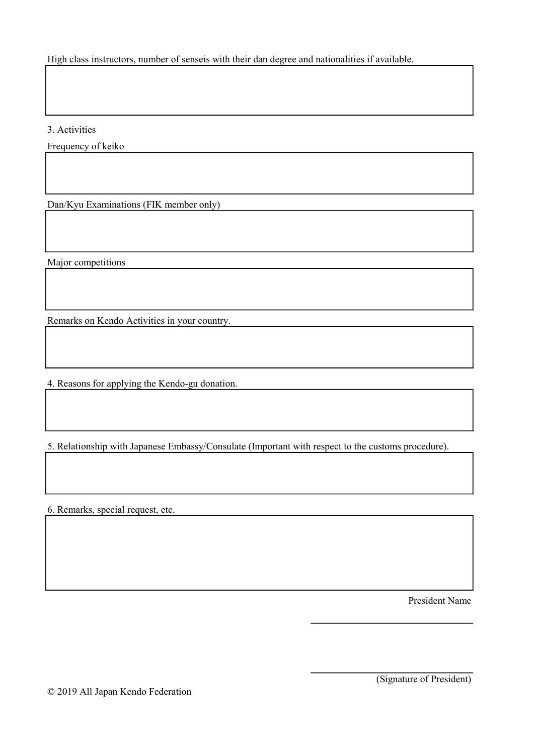High class instructors, number of senseis with their dan degree and nationalities if available.

## 3. Activities

Frequency of keiko

Dan/Kyu Examinations (FIK member only)

Major competitions

Remarks on Kendo Activities in your country.

## 4. Reasons for applying the Kendo-gu donation.

## 5. Relationship with Japanese Embassy/Consulate (Important with respect to the customs procedure).

## 6. Remarks, special request, etc.

President Name

______________________________

______________________________

(Signature of President)

© 2019 All Japan Kendo Federation